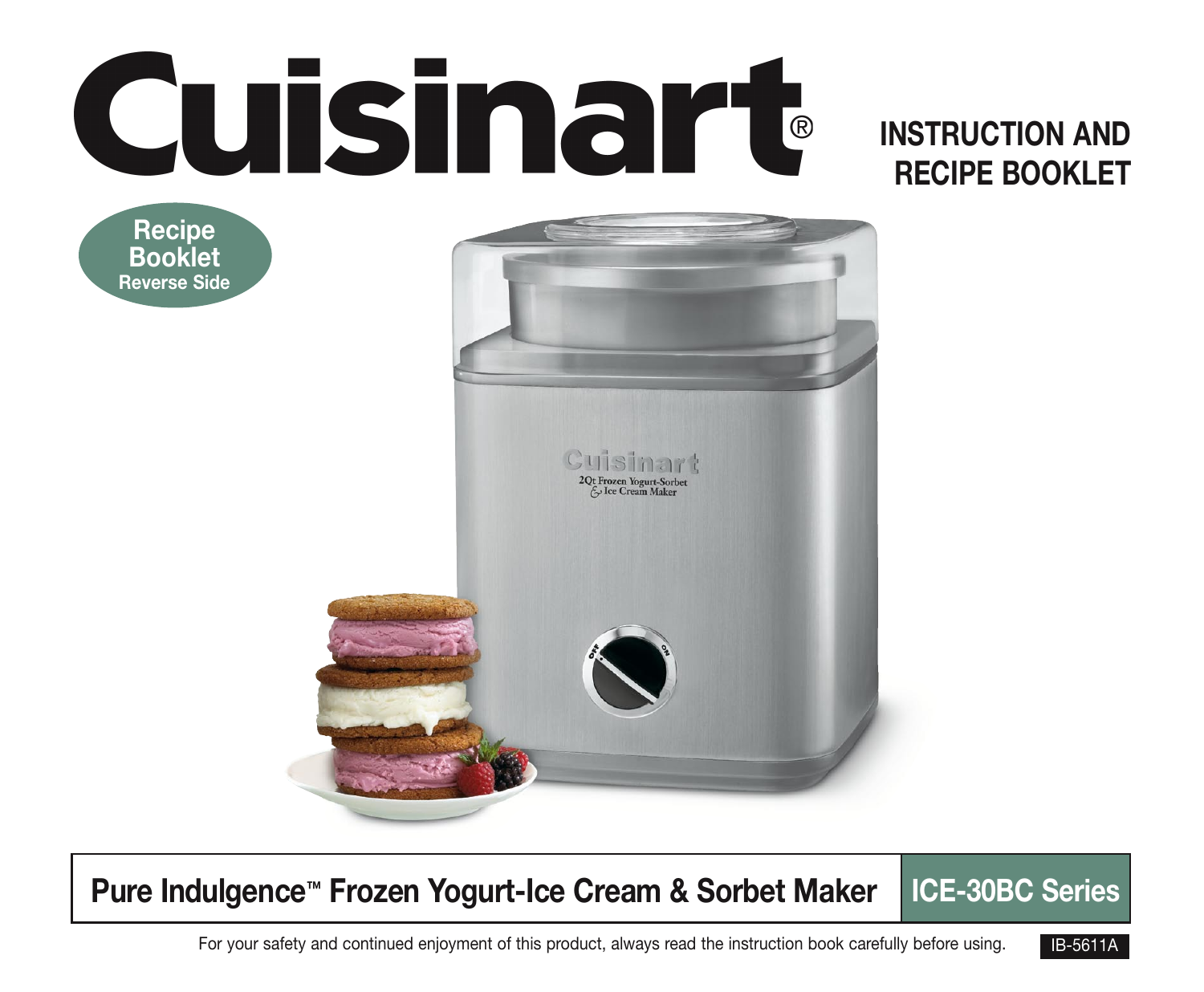# Cuisinart®

## INSTRUCTION AND RECIPE BOOKLET

**Recipe Booklet**
**Reverse Side**

**Pure Indulgence™ Frozen Yogurt-Ice Cream & Sorbet Maker** | **ICE-30BC Series**

For your safety and continued enjoyment of this product, always read the instruction book carefully before using.

IB-5611A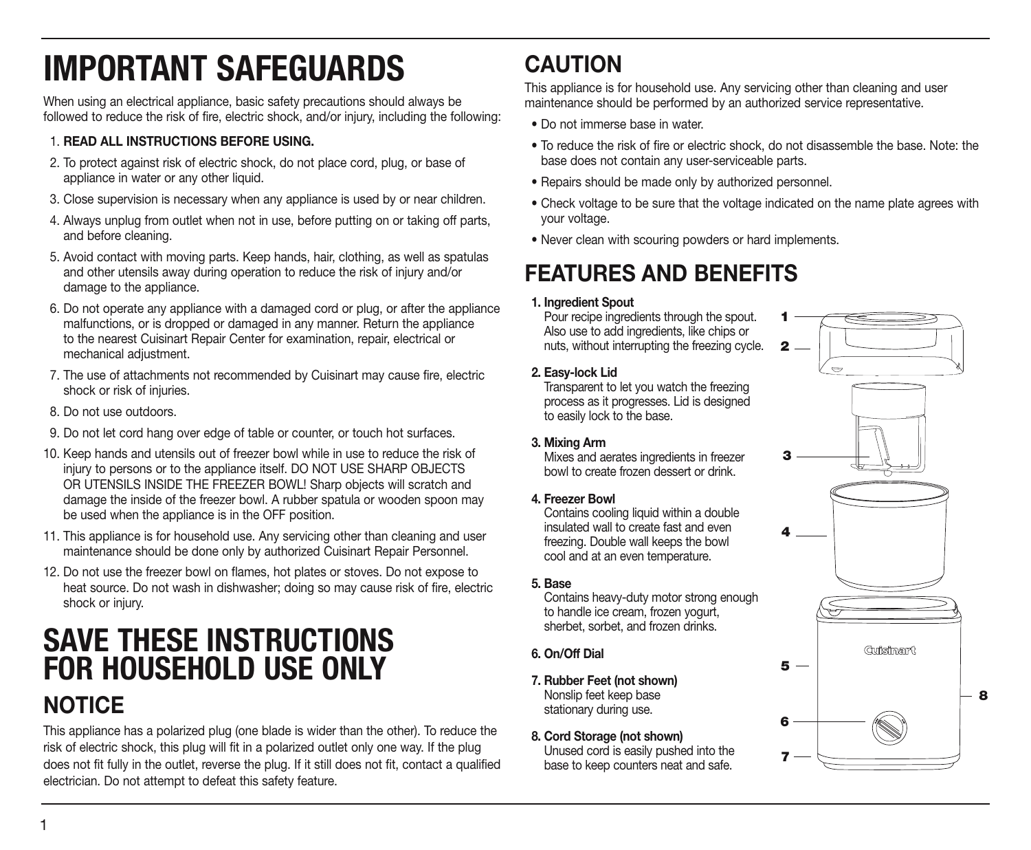# IMPORTANT SAFEGUARDS

When using an electrical appliance, basic safety precautions should always be followed to reduce the risk of fire, electric shock, and/or injury, including the following:

1. **READ ALL INSTRUCTIONS BEFORE USING.**
2. To protect against risk of electric shock, do not place cord, plug, or base of appliance in water or any other liquid.
3. Close supervision is necessary when any appliance is used by or near children.
4. Always unplug from outlet when not in use, before putting on or taking off parts, and before cleaning.
5. Avoid contact with moving parts. Keep hands, hair, clothing, as well as spatulas and other utensils away during operation to reduce the risk of injury and/or damage to the appliance.
6. Do not operate any appliance with a damaged cord or plug, or after the appliance malfunctions, or is dropped or damaged in any manner. Return the appliance to the nearest Cuisinart Repair Center for examination, repair, electrical or mechanical adjustment.
7. The use of attachments not recommended by Cuisinart may cause fire, electric shock or risk of injuries.
8. Do not use outdoors.
9. Do not let cord hang over edge of table or counter, or touch hot surfaces.
10. Keep hands and utensils out of freezer bowl while in use to reduce the risk of injury to persons or to the appliance itself. DO NOT USE SHARP OBJECTS OR UTENSILS INSIDE THE FREEZER BOWL! Sharp objects will scratch and damage the inside of the freezer bowl. A rubber spatula or wooden spoon may be used when the appliance is in the OFF position.
11. This appliance is for household use. Any servicing other than cleaning and user maintenance should be done only by authorized Cuisinart Repair Personnel.
12. Do not use the freezer bowl on flames, hot plates or stoves. Do not expose to heat source. Do not wash in dishwasher; doing so may cause risk of fire, electric shock or injury.

# SAVE THESE INSTRUCTIONS FOR HOUSEHOLD USE ONLY

## NOTICE

This appliance has a polarized plug (one blade is wider than the other). To reduce the risk of electric shock, this plug will fit in a polarized outlet only one way. If the plug does not fit fully in the outlet, reverse the plug. If it still does not fit, contact a qualified electrician. Do not attempt to defeat this safety feature.

## CAUTION

This appliance is for household use. Any servicing other than cleaning and user maintenance should be performed by an authorized service representative.

- Do not immerse base in water.
- To reduce the risk of fire or electric shock, do not disassemble the base. Note: the base does not contain any user-serviceable parts.
- Repairs should be made only by authorized personnel.
- Check voltage to be sure that the voltage indicated on the name plate agrees with your voltage.
- Never clean with scouring powders or hard implements.

# FEATURES AND BENEFITS

1. **Ingredient Spout**
   Pour recipe ingredients through the spout. Also use to add ingredients, like chips or nuts, without interrupting the freezing cycle.
2. **Easy-lock Lid**
   Transparent to let you watch the freezing process as it progresses. Lid is designed to easily lock to the base.
3. **Mixing Arm**
   Mixes and aerates ingredients in freezer bowl to create frozen dessert or drink.
4. **Freezer Bowl**
   Contains cooling liquid within a double insulated wall to create fast and even freezing. Double wall keeps the bowl cool and at an even temperature.
5. **Base**
   Contains heavy-duty motor strong enough to handle ice cream, frozen yogurt, sherbet, sorbet, and frozen drinks.
6. **On/Off Dial**
7. **Rubber Feet (not shown)**
   Nonslip feet keep base stationary during use.
8. **Cord Storage (not shown)**
   Unused cord is easily pushed into the base to keep counters neat and safe.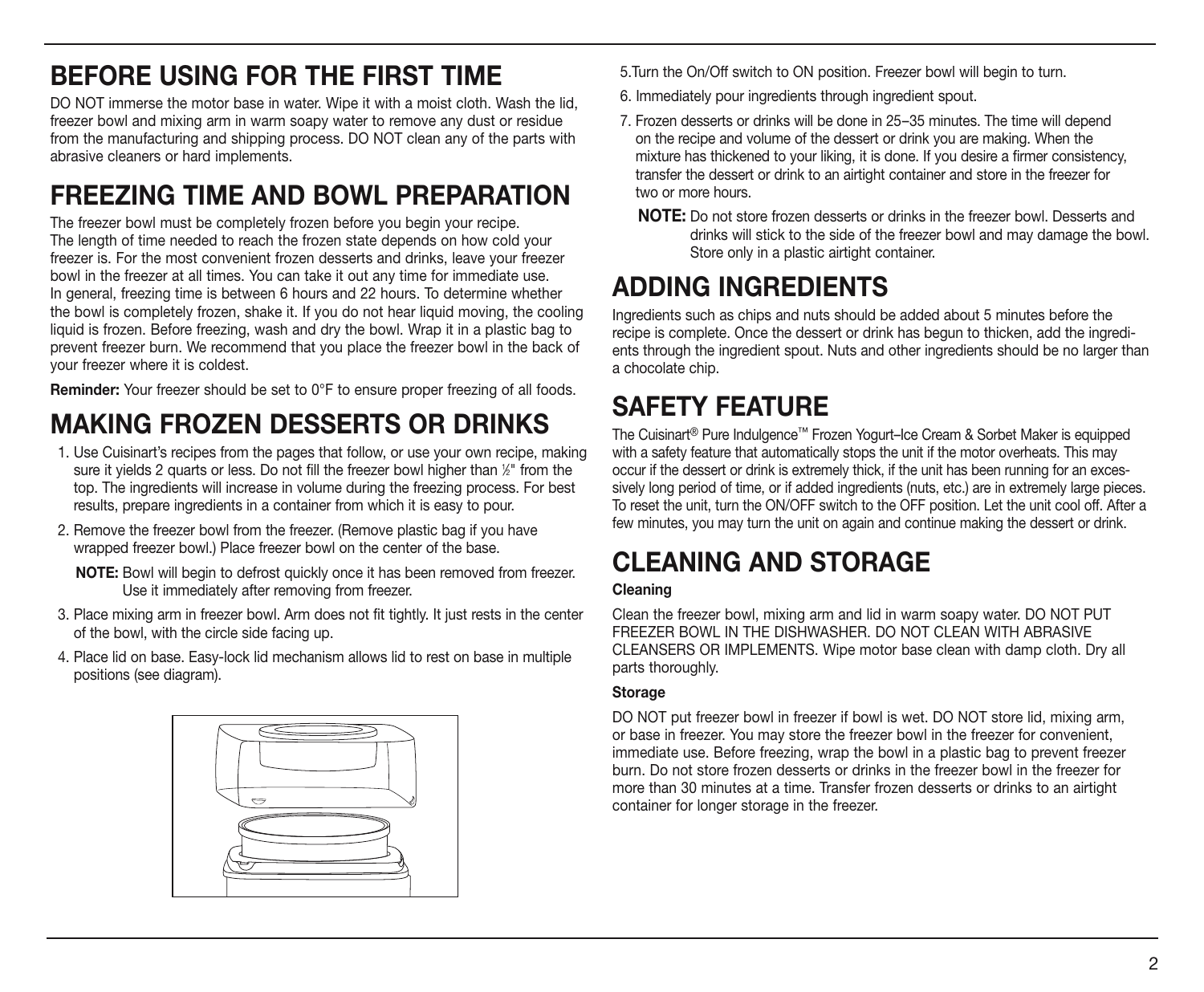# BEFORE USING FOR THE FIRST TIME

DO NOT immerse the motor base in water. Wipe it with a moist cloth. Wash the lid, freezer bowl and mixing arm in warm soapy water to remove any dust or residue from the manufacturing and shipping process. DO NOT clean any of the parts with abrasive cleaners or hard implements.

# FREEZING TIME AND BOWL PREPARATION

The freezer bowl must be completely frozen before you begin your recipe. The length of time needed to reach the frozen state depends on how cold your freezer is. For the most convenient frozen desserts and drinks, leave your freezer bowl in the freezer at all times. You can take it out any time for immediate use. In general, freezing time is between 6 hours and 22 hours. To determine whether the bowl is completely frozen, shake it. If you do not hear liquid moving, the cooling liquid is frozen. Before freezing, wash and dry the bowl. Wrap it in a plastic bag to prevent freezer burn. We recommend that you place the freezer bowl in the back of your freezer where it is coldest.

**Reminder:** Your freezer should be set to 0°F to ensure proper freezing of all foods.

# MAKING FROZEN DESSERTS OR DRINKS

1. Use Cuisinart's recipes from the pages that follow, or use your own recipe, making sure it yields 2 quarts or less. Do not fill the freezer bowl higher than ½" from the top. The ingredients will increase in volume during the freezing process. For best results, prepare ingredients in a container from which it is easy to pour.
2. Remove the freezer bowl from the freezer. (Remove plastic bag if you have wrapped freezer bowl.) Place freezer bowl on the center of the base.

   **NOTE:** Bowl will begin to defrost quickly once it has been removed from freezer. Use it immediately after removing from freezer.
3. Place mixing arm in freezer bowl. Arm does not fit tightly. It just rests in the center of the bowl, with the circle side facing up.
4. Place lid on base. Easy-lock lid mechanism allows lid to rest on base in multiple positions (see diagram).
5. Turn the On/Off switch to ON position. Freezer bowl will begin to turn.
6. Immediately pour ingredients through ingredient spout.
7. Frozen desserts or drinks will be done in 25–35 minutes. The time will depend on the recipe and volume of the dessert or drink you are making. When the mixture has thickened to your liking, it is done. If you desire a firmer consistency, transfer the dessert or drink to an airtight container and store in the freezer for two or more hours.

   **NOTE:** Do not store frozen desserts or drinks in the freezer bowl. Desserts and drinks will stick to the side of the freezer bowl and may damage the bowl. Store only in a plastic airtight container.

# ADDING INGREDIENTS

Ingredients such as chips and nuts should be added about 5 minutes before the recipe is complete. Once the dessert or drink has begun to thicken, add the ingredients through the ingredient spout. Nuts and other ingredients should be no larger than a chocolate chip.

# SAFETY FEATURE

The Cuisinart® Pure Indulgence™ Frozen Yogurt–Ice Cream & Sorbet Maker is equipped with a safety feature that automatically stops the unit if the motor overheats. This may occur if the dessert or drink is extremely thick, if the unit has been running for an excessively long period of time, or if added ingredients (nuts, etc.) are in extremely large pieces. To reset the unit, turn the ON/OFF switch to the OFF position. Let the unit cool off. After a few minutes, you may turn the unit on again and continue making the dessert or drink.

# CLEANING AND STORAGE

**Cleaning**

Clean the freezer bowl, mixing arm and lid in warm soapy water. DO NOT PUT FREEZER BOWL IN THE DISHWASHER. DO NOT CLEAN WITH ABRASIVE CLEANSERS OR IMPLEMENTS. Wipe motor base clean with damp cloth. Dry all parts thoroughly.

**Storage**

DO NOT put freezer bowl in freezer if bowl is wet. DO NOT store lid, mixing arm, or base in freezer. You may store the freezer bowl in the freezer for convenient, immediate use. Before freezing, wrap the bowl in a plastic bag to prevent freezer burn. Do not store frozen desserts or drinks in the freezer bowl in the freezer for more than 30 minutes at a time. Transfer frozen desserts or drinks to an airtight container for longer storage in the freezer.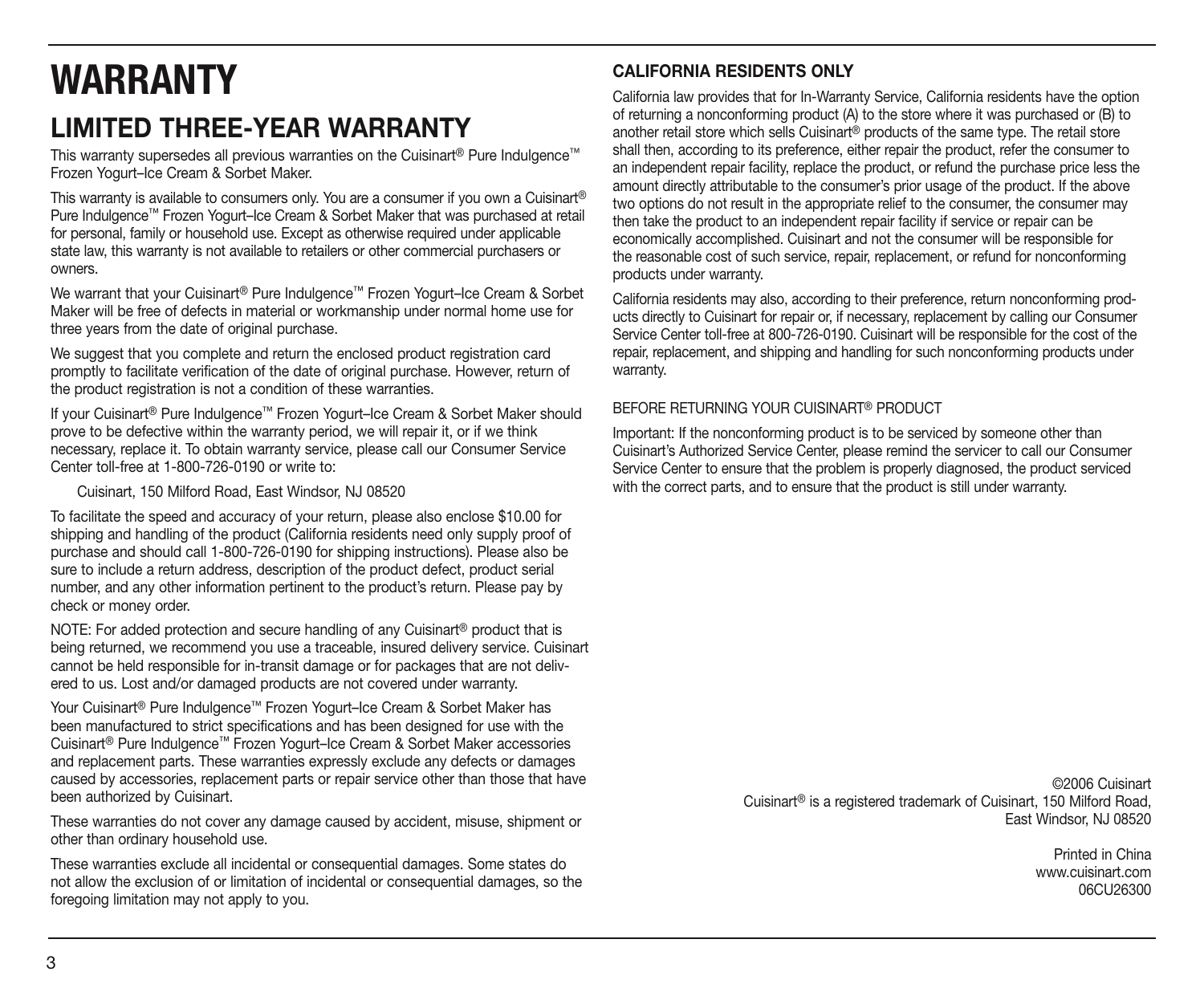# WARRANTY

## LIMITED THREE-YEAR WARRANTY

This warranty supersedes all previous warranties on the Cuisinart® Pure Indulgence™ Frozen Yogurt–Ice Cream & Sorbet Maker.

This warranty is available to consumers only. You are a consumer if you own a Cuisinart® Pure Indulgence™ Frozen Yogurt–Ice Cream & Sorbet Maker that was purchased at retail for personal, family or household use. Except as otherwise required under applicable state law, this warranty is not available to retailers or other commercial purchasers or owners.

We warrant that your Cuisinart® Pure Indulgence™ Frozen Yogurt–Ice Cream & Sorbet Maker will be free of defects in material or workmanship under normal home use for three years from the date of original purchase.

We suggest that you complete and return the enclosed product registration card promptly to facilitate verification of the date of original purchase. However, return of the product registration is not a condition of these warranties.

If your Cuisinart® Pure Indulgence™ Frozen Yogurt–Ice Cream & Sorbet Maker should prove to be defective within the warranty period, we will repair it, or if we think necessary, replace it. To obtain warranty service, please call our Consumer Service Center toll-free at 1-800-726-0190 or write to:

Cuisinart, 150 Milford Road, East Windsor, NJ 08520

To facilitate the speed and accuracy of your return, please also enclose $10.00 for shipping and handling of the product (California residents need only supply proof of purchase and should call 1-800-726-0190 for shipping instructions). Please also be sure to include a return address, description of the product defect, product serial number, and any other information pertinent to the product's return. Please pay by check or money order.

NOTE: For added protection and secure handling of any Cuisinart® product that is being returned, we recommend you use a traceable, insured delivery service. Cuisinart cannot be held responsible for in-transit damage or for packages that are not delivered to us. Lost and/or damaged products are not covered under warranty.

Your Cuisinart® Pure Indulgence™ Frozen Yogurt–Ice Cream & Sorbet Maker has been manufactured to strict specifications and has been designed for use with the Cuisinart® Pure Indulgence™ Frozen Yogurt–Ice Cream & Sorbet Maker accessories and replacement parts. These warranties expressly exclude any defects or damages caused by accessories, replacement parts or repair service other than those that have been authorized by Cuisinart.

These warranties do not cover any damage caused by accident, misuse, shipment or other than ordinary household use.

These warranties exclude all incidental or consequential damages. Some states do not allow the exclusion of or limitation of incidental or consequential damages, so the foregoing limitation may not apply to you.

### CALIFORNIA RESIDENTS ONLY

California law provides that for In-Warranty Service, California residents have the option of returning a nonconforming product (A) to the store where it was purchased or (B) to another retail store which sells Cuisinart® products of the same type. The retail store shall then, according to its preference, either repair the product, refer the consumer to an independent repair facility, replace the product, or refund the purchase price less the amount directly attributable to the consumer's prior usage of the product. If the above two options do not result in the appropriate relief to the consumer, the consumer may then take the product to an independent repair facility if service or repair can be economically accomplished. Cuisinart and not the consumer will be responsible for the reasonable cost of such service, repair, replacement, or refund for nonconforming products under warranty.

California residents may also, according to their preference, return nonconforming products directly to Cuisinart for repair or, if necessary, replacement by calling our Consumer Service Center toll-free at 800-726-0190. Cuisinart will be responsible for the cost of the repair, replacement, and shipping and handling for such nonconforming products under warranty.

BEFORE RETURNING YOUR CUISINART® PRODUCT

Important: If the nonconforming product is to be serviced by someone other than Cuisinart's Authorized Service Center, please remind the servicer to call our Consumer Service Center to ensure that the problem is properly diagnosed, the product serviced with the correct parts, and to ensure that the product is still under warranty.

©2006 Cuisinart
Cuisinart® is a registered trademark of Cuisinart, 150 Milford Road, East Windsor, NJ 08520

Printed in China
www.cuisinart.com
06CU26300